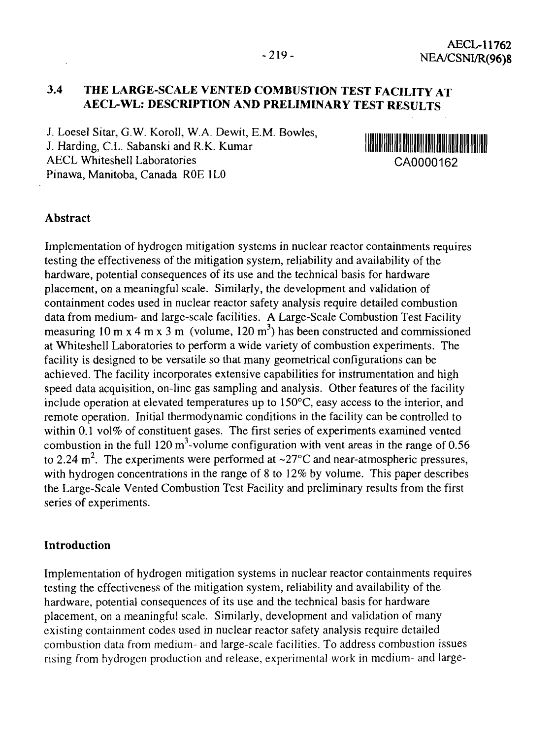AECL-11762
NEA/CSNI/R(96)8

## 3.4 THE LARGE-SCALE VENTED COMBUSTION TEST FACILITY AT AECL-WL: DESCRIPTION AND PRELIMINARY TEST RESULTS

J. Loesel Sitar, G.W. Koroll, W.A. Dewit, E.M. Bowles, J. Harding, C.L. Sabanski and R.K. Kumar
AECL Whiteshell Laboratories
Pinawa, Manitoba, Canada R0E 1L0

CA0000162

### Abstract

Implementation of hydrogen mitigation systems in nuclear reactor containments requires testing the effectiveness of the mitigation system, reliability and availability of the hardware, potential consequences of its use and the technical basis for hardware placement, on a meaningful scale. Similarly, the development and validation of containment codes used in nuclear reactor safety analysis require detailed combustion data from medium- and large-scale facilities. A Large-Scale Combustion Test Facility measuring 10 m x 4 m x 3 m (volume, 120 $m^3$) has been constructed and commissioned at Whiteshell Laboratories to perform a wide variety of combustion experiments. The facility is designed to be versatile so that many geometrical configurations can be achieved. The facility incorporates extensive capabilities for instrumentation and high speed data acquisition, on-line gas sampling and analysis. Other features of the facility include operation at elevated temperatures up to 150°C, easy access to the interior, and remote operation. Initial thermodynamic conditions in the facility can be controlled to within 0.1 vol% of constituent gases. The first series of experiments examined vented combustion in the full 120 $m^3$-volume configuration with vent areas in the range of 0.56 to 2.24 $m^2$. The experiments were performed at ~27°C and near-atmospheric pressures, with hydrogen concentrations in the range of 8 to 12% by volume. This paper describes the Large-Scale Vented Combustion Test Facility and preliminary results from the first series of experiments.

### Introduction

Implementation of hydrogen mitigation systems in nuclear reactor containments requires testing the effectiveness of the mitigation system, reliability and availability of the hardware, potential consequences of its use and the technical basis for hardware placement, on a meaningful scale. Similarly, development and validation of many existing containment codes used in nuclear reactor safety analysis require detailed combustion data from medium- and large-scale facilities. To address combustion issues rising from hydrogen production and release, experimental work in medium- and large-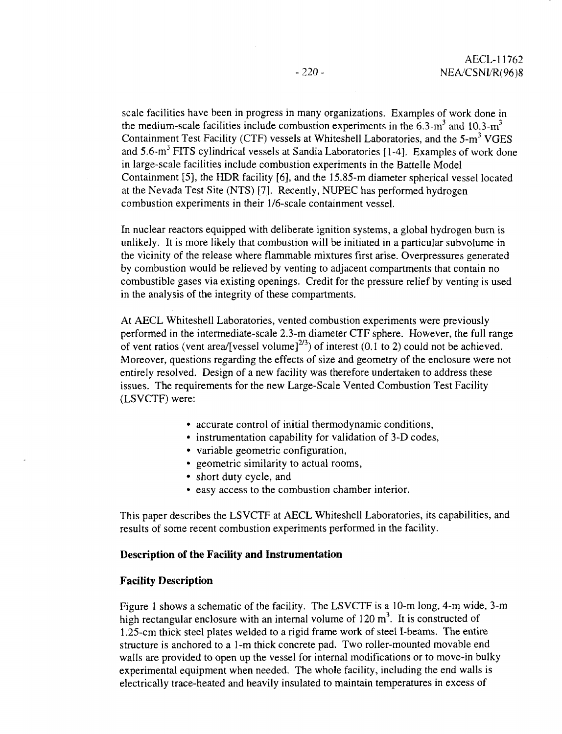scale facilities have been in progress in many organizations. Examples of work done in the medium-scale facilities include combustion experiments in the 6.3-$m^3$ and 10.3-$m^3$ Containment Test Facility (CTF) vessels at Whiteshell Laboratories, and the 5-$m^3$ VGES and 5.6-$m^3$ FITS cylindrical vessels at Sandia Laboratories [1-4]. Examples of work done in large-scale facilities include combustion experiments in the Battelle Model Containment [5], the HDR facility [6], and the 15.85-m diameter spherical vessel located at the Nevada Test Site (NTS) [7]. Recently, NUPEC has performed hydrogen combustion experiments in their 1/6-scale containment vessel.

In nuclear reactors equipped with deliberate ignition systems, a global hydrogen burn is unlikely. It is more likely that combustion will be initiated in a particular subvolume in the vicinity of the release where flammable mixtures first arise. Overpressures generated by combustion would be relieved by venting to adjacent compartments that contain no combustible gases via existing openings. Credit for the pressure relief by venting is used in the analysis of the integrity of these compartments.

At AECL Whiteshell Laboratories, vented combustion experiments were previously performed in the intermediate-scale 2.3-m diameter CTF sphere. However, the full range of vent ratios (vent area/[vessel volume]$^{2/3}$) of interest (0.1 to 2) could not be achieved. Moreover, questions regarding the effects of size and geometry of the enclosure were not entirely resolved. Design of a new facility was therefore undertaken to address these issues. The requirements for the new Large-Scale Vented Combustion Test Facility (LSVCTF) were:

- accurate control of initial thermodynamic conditions,
- instrumentation capability for validation of 3-D codes,
- variable geometric configuration,
- geometric similarity to actual rooms,
- short duty cycle, and
- easy access to the combustion chamber interior.

This paper describes the LSVCTF at AECL Whiteshell Laboratories, its capabilities, and results of some recent combustion experiments performed in the facility.

## Description of the Facility and Instrumentation

### Facility Description

Figure 1 shows a schematic of the facility. The LSVCTF is a 10-m long, 4-m wide, 3-m high rectangular enclosure with an internal volume of 120 $m^3$. It is constructed of 1.25-cm thick steel plates welded to a rigid frame work of steel I-beams. The entire structure is anchored to a 1-m thick concrete pad. Two roller-mounted movable end walls are provided to open up the vessel for internal modifications or to move-in bulky experimental equipment when needed. The whole facility, including the end walls is electrically trace-heated and heavily insulated to maintain temperatures in excess of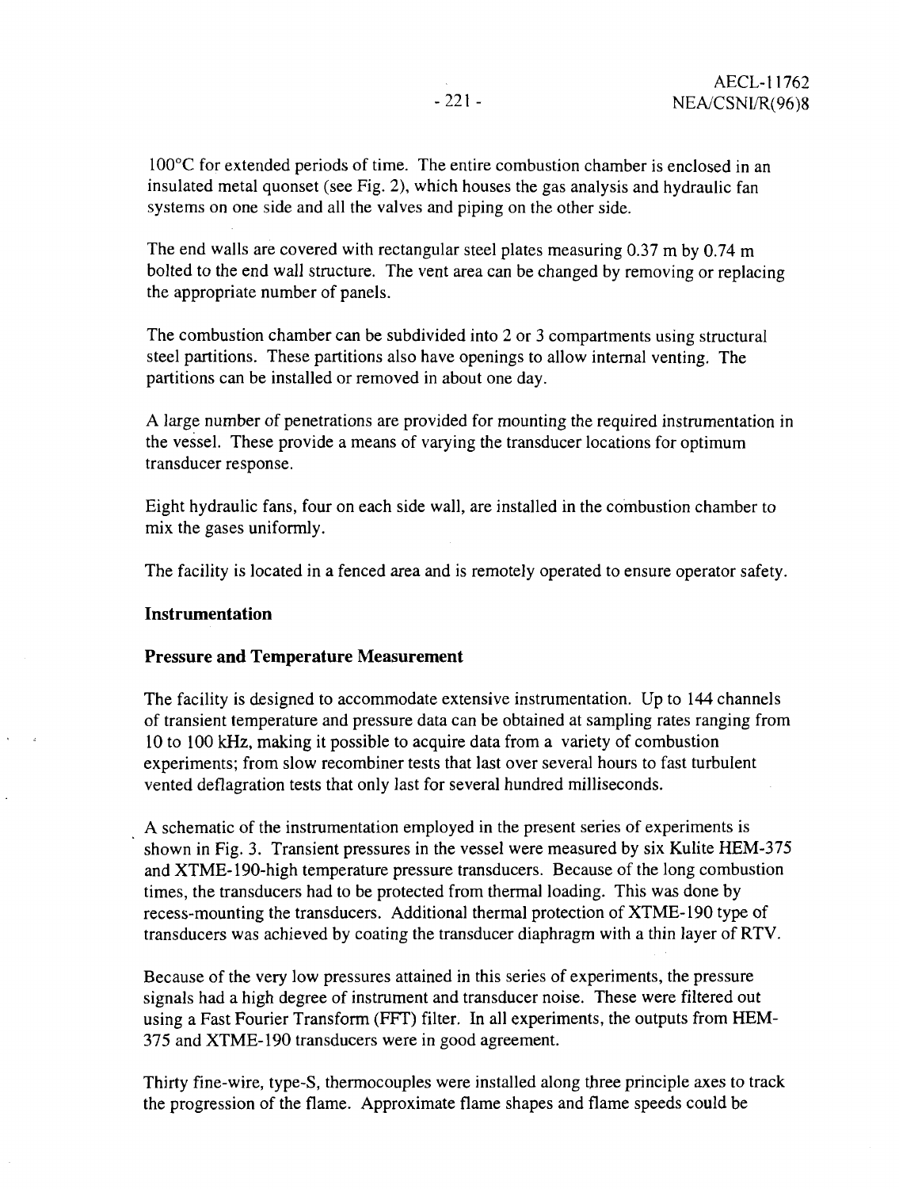100°C for extended periods of time. The entire combustion chamber is enclosed in an insulated metal quonset (see Fig. 2), which houses the gas analysis and hydraulic fan systems on one side and all the valves and piping on the other side.

The end walls are covered with rectangular steel plates measuring 0.37 m by 0.74 m bolted to the end wall structure. The vent area can be changed by removing or replacing the appropriate number of panels.

The combustion chamber can be subdivided into 2 or 3 compartments using structural steel partitions. These partitions also have openings to allow internal venting. The partitions can be installed or removed in about one day.

A large number of penetrations are provided for mounting the required instrumentation in the vessel. These provide a means of varying the transducer locations for optimum transducer response.

Eight hydraulic fans, four on each side wall, are installed in the combustion chamber to mix the gases uniformly.

The facility is located in a fenced area and is remotely operated to ensure operator safety.

## Instrumentation

### Pressure and Temperature Measurement

The facility is designed to accommodate extensive instrumentation. Up to 144 channels of transient temperature and pressure data can be obtained at sampling rates ranging from 10 to 100 kHz, making it possible to acquire data from a variety of combustion experiments; from slow recombiner tests that last over several hours to fast turbulent vented deflagration tests that only last for several hundred milliseconds.

A schematic of the instrumentation employed in the present series of experiments is shown in Fig. 3. Transient pressures in the vessel were measured by six Kulite HEM-375 and XTME-190-high temperature pressure transducers. Because of the long combustion times, the transducers had to be protected from thermal loading. This was done by recess-mounting the transducers. Additional thermal protection of XTME-190 type of transducers was achieved by coating the transducer diaphragm with a thin layer of RTV.

Because of the very low pressures attained in this series of experiments, the pressure signals had a high degree of instrument and transducer noise. These were filtered out using a Fast Fourier Transform (FFT) filter. In all experiments, the outputs from HEM-375 and XTME-190 transducers were in good agreement.

Thirty fine-wire, type-S, thermocouples were installed along three principle axes to track the progression of the flame. Approximate flame shapes and flame speeds could be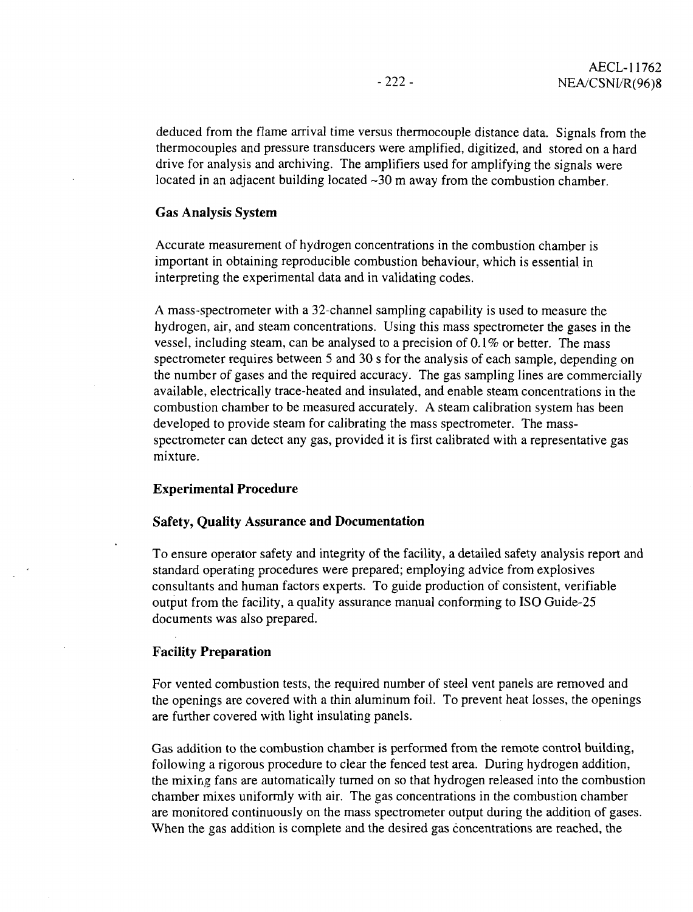deduced from the flame arrival time versus thermocouple distance data. Signals from the thermocouples and pressure transducers were amplified, digitized, and stored on a hard drive for analysis and archiving. The amplifiers used for amplifying the signals were located in an adjacent building located ~30 m away from the combustion chamber.

### Gas Analysis System

Accurate measurement of hydrogen concentrations in the combustion chamber is important in obtaining reproducible combustion behaviour, which is essential in interpreting the experimental data and in validating codes.

A mass-spectrometer with a 32-channel sampling capability is used to measure the hydrogen, air, and steam concentrations. Using this mass spectrometer the gases in the vessel, including steam, can be analysed to a precision of 0.1% or better. The mass spectrometer requires between 5 and 30 s for the analysis of each sample, depending on the number of gases and the required accuracy. The gas sampling lines are commercially available, electrically trace-heated and insulated, and enable steam concentrations in the combustion chamber to be measured accurately. A steam calibration system has been developed to provide steam for calibrating the mass spectrometer. The mass-spectrometer can detect any gas, provided it is first calibrated with a representative gas mixture.

## Experimental Procedure

### Safety, Quality Assurance and Documentation

To ensure operator safety and integrity of the facility, a detailed safety analysis report and standard operating procedures were prepared; employing advice from explosives consultants and human factors experts. To guide production of consistent, verifiable output from the facility, a quality assurance manual conforming to ISO Guide-25 documents was also prepared.

### Facility Preparation

For vented combustion tests, the required number of steel vent panels are removed and the openings are covered with a thin aluminum foil. To prevent heat losses, the openings are further covered with light insulating panels.

Gas addition to the combustion chamber is performed from the remote control building, following a rigorous procedure to clear the fenced test area. During hydrogen addition, the mixing fans are automatically turned on so that hydrogen released into the combustion chamber mixes uniformly with air. The gas concentrations in the combustion chamber are monitored continuously on the mass spectrometer output during the addition of gases. When the gas addition is complete and the desired gas concentrations are reached, the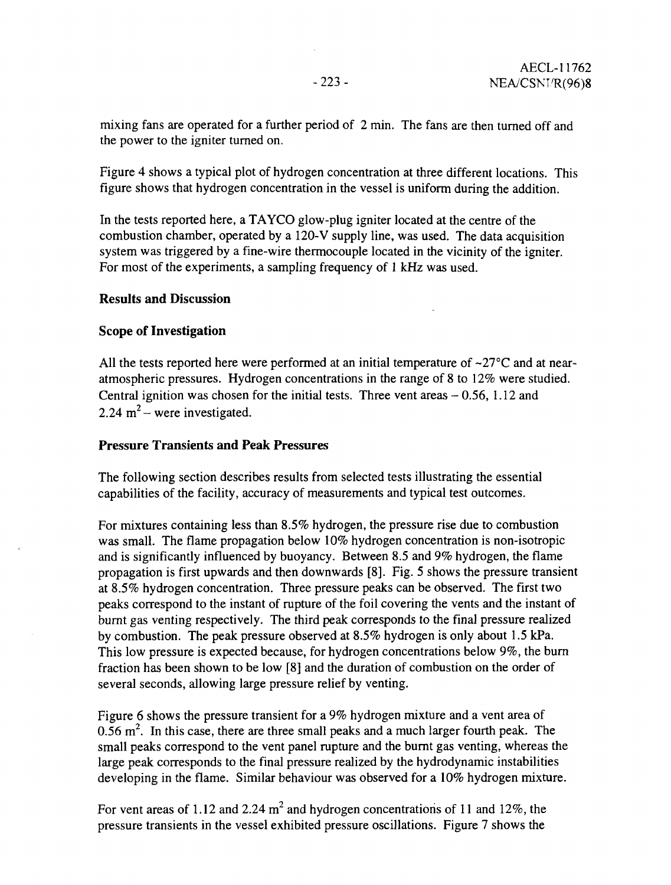mixing fans are operated for a further period of 2 min. The fans are then turned off and the power to the igniter turned on.

Figure 4 shows a typical plot of hydrogen concentration at three different locations. This figure shows that hydrogen concentration in the vessel is uniform during the addition.

In the tests reported here, a TAYCO glow-plug igniter located at the centre of the combustion chamber, operated by a 120-V supply line, was used. The data acquisition system was triggered by a fine-wire thermocouple located in the vicinity of the igniter. For most of the experiments, a sampling frequency of 1 kHz was used.

## Results and Discussion

### Scope of Investigation

All the tests reported here were performed at an initial temperature of ~27°C and at near-atmospheric pressures. Hydrogen concentrations in the range of 8 to 12% were studied. Central ignition was chosen for the initial tests. Three vent areas – 0.56, 1.12 and 2.24 $m^2$ – were investigated.

### Pressure Transients and Peak Pressures

The following section describes results from selected tests illustrating the essential capabilities of the facility, accuracy of measurements and typical test outcomes.

For mixtures containing less than 8.5% hydrogen, the pressure rise due to combustion was small. The flame propagation below 10% hydrogen concentration is non-isotropic and is significantly influenced by buoyancy. Between 8.5 and 9% hydrogen, the flame propagation is first upwards and then downwards [8]. Fig. 5 shows the pressure transient at 8.5% hydrogen concentration. Three pressure peaks can be observed. The first two peaks correspond to the instant of rupture of the foil covering the vents and the instant of burnt gas venting respectively. The third peak corresponds to the final pressure realized by combustion. The peak pressure observed at 8.5% hydrogen is only about 1.5 kPa. This low pressure is expected because, for hydrogen concentrations below 9%, the burn fraction has been shown to be low [8] and the duration of combustion on the order of several seconds, allowing large pressure relief by venting.

Figure 6 shows the pressure transient for a 9% hydrogen mixture and a vent area of 0.56 $m^2$. In this case, there are three small peaks and a much larger fourth peak. The small peaks correspond to the vent panel rupture and the burnt gas venting, whereas the large peak corresponds to the final pressure realized by the hydrodynamic instabilities developing in the flame. Similar behaviour was observed for a 10% hydrogen mixture.

For vent areas of 1.12 and 2.24 $m^2$ and hydrogen concentrations of 11 and 12%, the pressure transients in the vessel exhibited pressure oscillations. Figure 7 shows the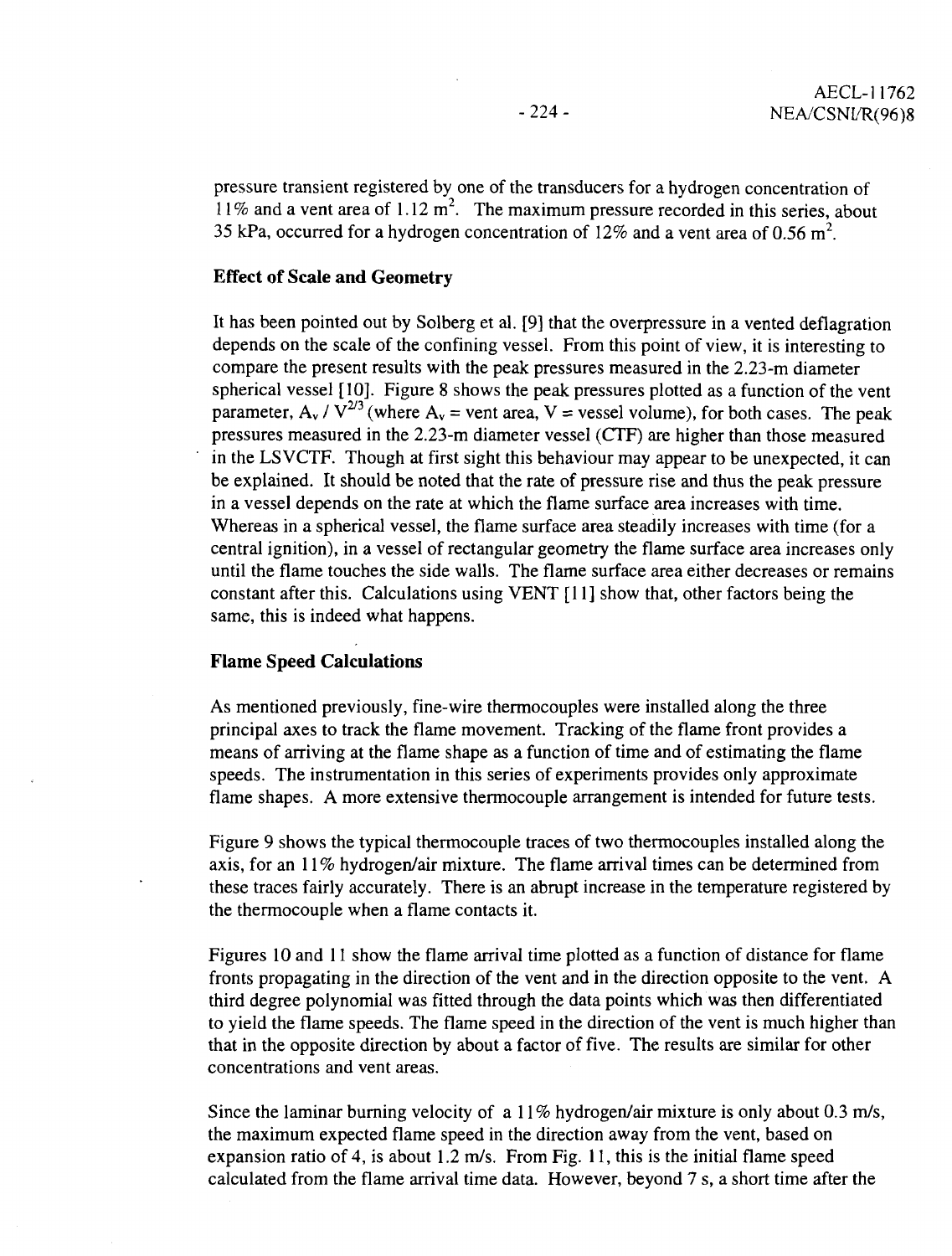pressure transient registered by one of the transducers for a hydrogen concentration of 11% and a vent area of 1.12 $m^2$. The maximum pressure recorded in this series, about 35 kPa, occurred for a hydrogen concentration of 12% and a vent area of 0.56 $m^2$.

### Effect of Scale and Geometry

It has been pointed out by Solberg et al. [9] that the overpressure in a vented deflagration depends on the scale of the confining vessel. From this point of view, it is interesting to compare the present results with the peak pressures measured in the 2.23-m diameter spherical vessel [10]. Figure 8 shows the peak pressures plotted as a function of the vent parameter, $A_v / V^{2/3}$ (where $A_v$ = vent area, V = vessel volume), for both cases. The peak pressures measured in the 2.23-m diameter vessel (CTF) are higher than those measured in the LSVCTF. Though at first sight this behaviour may appear to be unexpected, it can be explained. It should be noted that the rate of pressure rise and thus the peak pressure in a vessel depends on the rate at which the flame surface area increases with time. Whereas in a spherical vessel, the flame surface area steadily increases with time (for a central ignition), in a vessel of rectangular geometry the flame surface area increases only until the flame touches the side walls. The flame surface area either decreases or remains constant after this. Calculations using VENT [11] show that, other factors being the same, this is indeed what happens.

### Flame Speed Calculations

As mentioned previously, fine-wire thermocouples were installed along the three principal axes to track the flame movement. Tracking of the flame front provides a means of arriving at the flame shape as a function of time and of estimating the flame speeds. The instrumentation in this series of experiments provides only approximate flame shapes. A more extensive thermocouple arrangement is intended for future tests.

Figure 9 shows the typical thermocouple traces of two thermocouples installed along the axis, for an 11% hydrogen/air mixture. The flame arrival times can be determined from these traces fairly accurately. There is an abrupt increase in the temperature registered by the thermocouple when a flame contacts it.

Figures 10 and 11 show the flame arrival time plotted as a function of distance for flame fronts propagating in the direction of the vent and in the direction opposite to the vent. A third degree polynomial was fitted through the data points which was then differentiated to yield the flame speeds. The flame speed in the direction of the vent is much higher than that in the opposite direction by about a factor of five. The results are similar for other concentrations and vent areas.

Since the laminar burning velocity of a 11% hydrogen/air mixture is only about 0.3 m/s, the maximum expected flame speed in the direction away from the vent, based on expansion ratio of 4, is about 1.2 m/s. From Fig. 11, this is the initial flame speed calculated from the flame arrival time data. However, beyond 7 s, a short time after the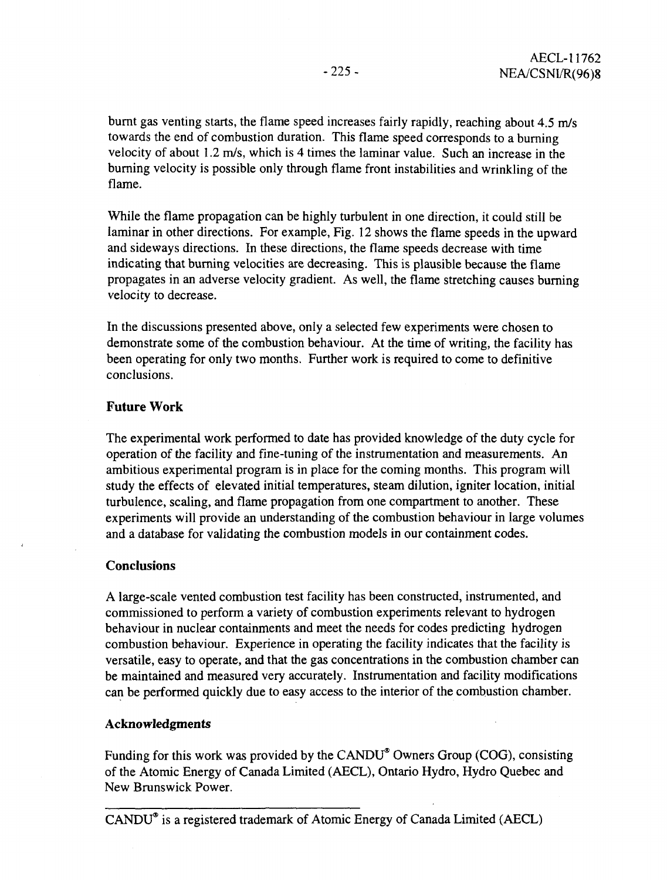burnt gas venting starts, the flame speed increases fairly rapidly, reaching about 4.5 m/s towards the end of combustion duration. This flame speed corresponds to a burning velocity of about 1.2 m/s, which is 4 times the laminar value. Such an increase in the burning velocity is possible only through flame front instabilities and wrinkling of the flame.

While the flame propagation can be highly turbulent in one direction, it could still be laminar in other directions. For example, Fig. 12 shows the flame speeds in the upward and sideways directions. In these directions, the flame speeds decrease with time indicating that burning velocities are decreasing. This is plausible because the flame propagates in an adverse velocity gradient. As well, the flame stretching causes burning velocity to decrease.

In the discussions presented above, only a selected few experiments were chosen to demonstrate some of the combustion behaviour. At the time of writing, the facility has been operating for only two months. Further work is required to come to definitive conclusions.

## Future Work

The experimental work performed to date has provided knowledge of the duty cycle for operation of the facility and fine-tuning of the instrumentation and measurements. An ambitious experimental program is in place for the coming months. This program will study the effects of elevated initial temperatures, steam dilution, igniter location, initial turbulence, scaling, and flame propagation from one compartment to another. These experiments will provide an understanding of the combustion behaviour in large volumes and a database for validating the combustion models in our containment codes.

## Conclusions

A large-scale vented combustion test facility has been constructed, instrumented, and commissioned to perform a variety of combustion experiments relevant to hydrogen behaviour in nuclear containments and meet the needs for codes predicting hydrogen combustion behaviour. Experience in operating the facility indicates that the facility is versatile, easy to operate, and that the gas concentrations in the combustion chamber can be maintained and measured very accurately. Instrumentation and facility modifications can be performed quickly due to easy access to the interior of the combustion chamber.

## Acknowledgments

Funding for this work was provided by the CANDU® Owners Group (COG), consisting of the Atomic Energy of Canada Limited (AECL), Ontario Hydro, Hydro Quebec and New Brunswick Power.

---

CANDU® is a registered trademark of Atomic Energy of Canada Limited (AECL)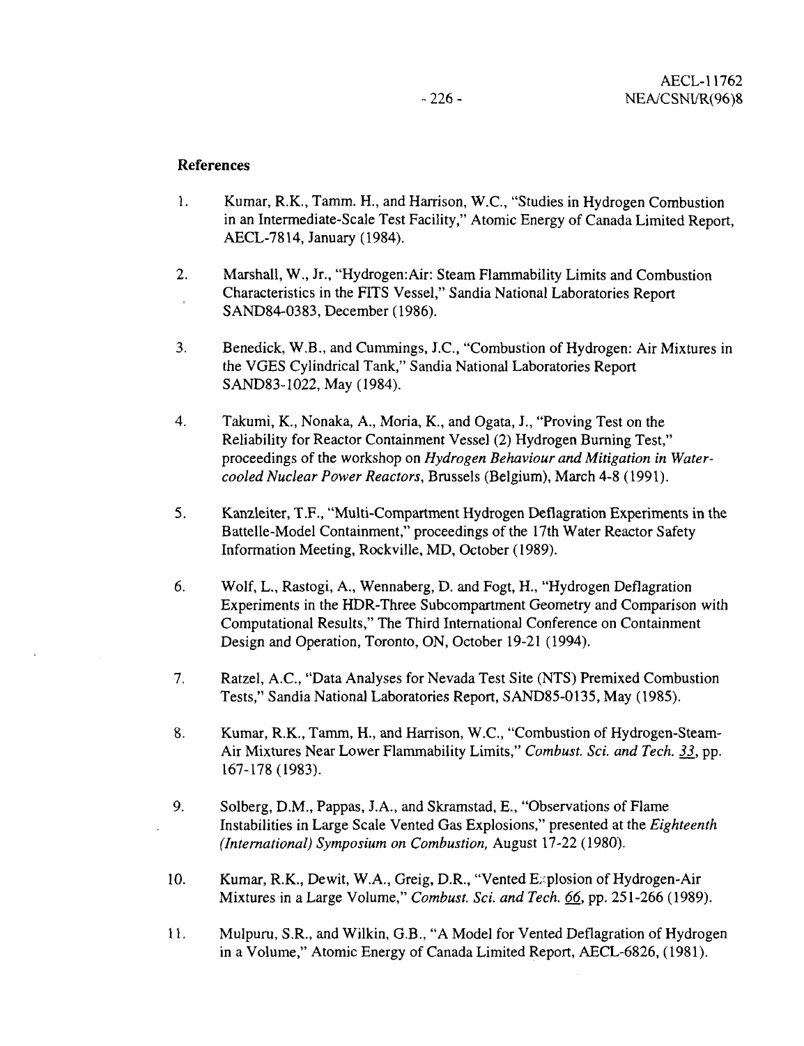## References

1. Kumar, R.K., Tamm. H., and Harrison, W.C., "Studies in Hydrogen Combustion in an Intermediate-Scale Test Facility," Atomic Energy of Canada Limited Report, AECL-7814, January (1984).

2. Marshall, W., Jr., "Hydrogen:Air: Steam Flammability Limits and Combustion Characteristics in the FITS Vessel," Sandia National Laboratories Report SAND84-0383, December (1986).

3. Benedick, W.B., and Cummings, J.C., "Combustion of Hydrogen: Air Mixtures in the VGES Cylindrical Tank," Sandia National Laboratories Report SAND83-1022, May (1984).

4. Takumi, K., Nonaka, A., Moria, K., and Ogata, J., "Proving Test on the Reliability for Reactor Containment Vessel (2) Hydrogen Burning Test," proceedings of the workshop on *Hydrogen Behaviour and Mitigation in Water-cooled Nuclear Power Reactors*, Brussels (Belgium), March 4-8 (1991).

5. Kanzleiter, T.F., "Multi-Compartment Hydrogen Deflagration Experiments in the Battelle-Model Containment," proceedings of the 17th Water Reactor Safety Information Meeting, Rockville, MD, October (1989).

6. Wolf, L., Rastogi, A., Wennaberg, D. and Fogt, H., "Hydrogen Deflagration Experiments in the HDR-Three Subcompartment Geometry and Comparison with Computational Results," The Third International Conference on Containment Design and Operation, Toronto, ON, October 19-21 (1994).

7. Ratzel, A.C., "Data Analyses for Nevada Test Site (NTS) Premixed Combustion Tests," Sandia National Laboratories Report, SAND85-0135, May (1985).

8. Kumar, R.K., Tamm, H., and Harrison, W.C., "Combustion of Hydrogen-Steam-Air Mixtures Near Lower Flammability Limits," *Combust. Sci. and Tech.* 33, pp. 167-178 (1983).

9. Solberg, D.M., Pappas, J.A., and Skramstad, E., "Observations of Flame Instabilities in Large Scale Vented Gas Explosions," presented at the *Eighteenth (International) Symposium on Combustion,* August 17-22 (1980).

10. Kumar, R.K., Dewit, W.A., Greig, D.R., "Vented Explosion of Hydrogen-Air Mixtures in a Large Volume," *Combust. Sci. and Tech.* 66, pp. 251-266 (1989).

11. Mulpuru, S.R., and Wilkin, G.B., "A Model for Vented Deflagration of Hydrogen in a Volume," Atomic Energy of Canada Limited Report, AECL-6826, (1981).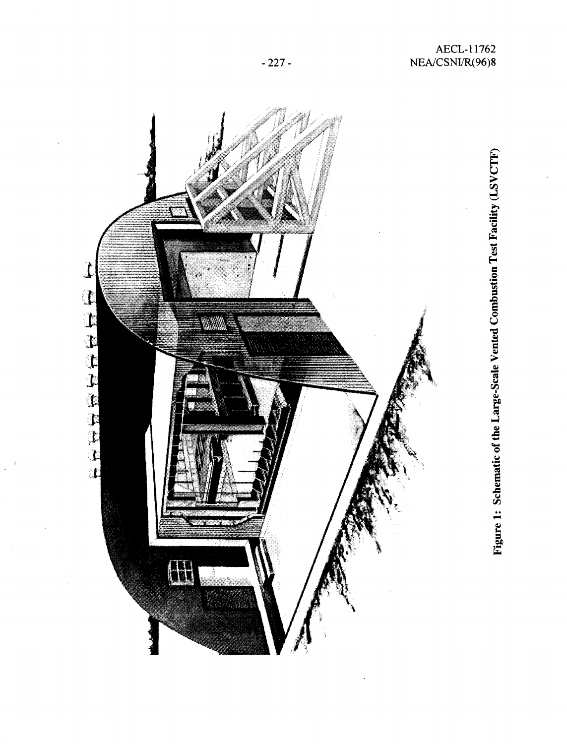Figure 1: Schematic of the Large-Scale Vented Combustion Test Facility (LSVCTF)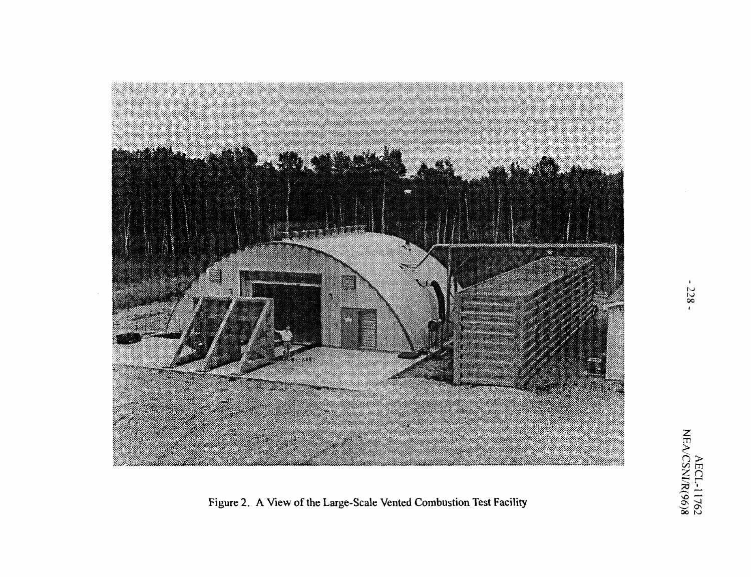Figure 2. A View of the Large-Scale Vented Combustion Test Facility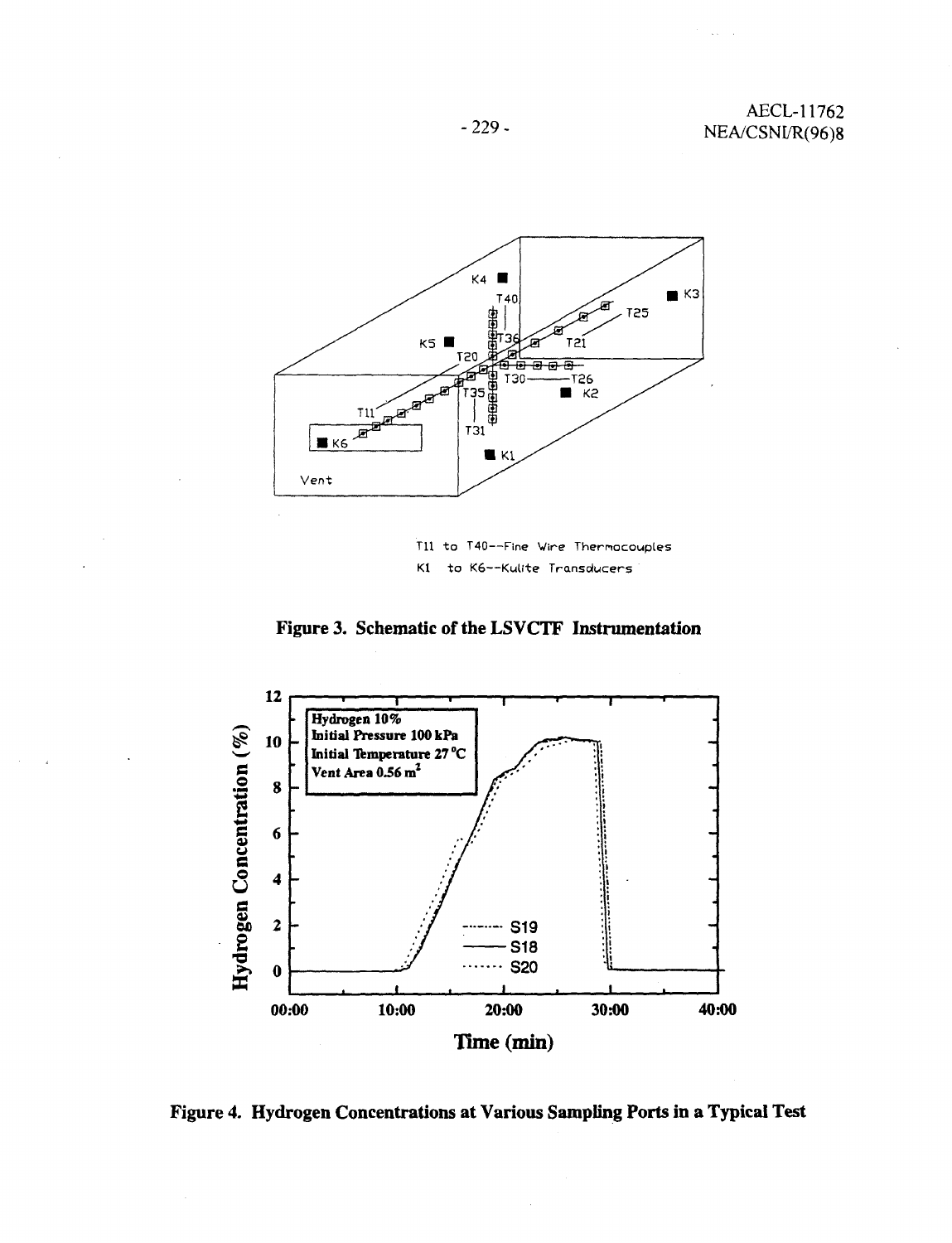T11 to T40--Fine Wire Thermocouples

K1 to K6--Kulite Transducers

**Figure 3. Schematic of the LSVCTF Instrumentation**

**Figure 4. Hydrogen Concentrations at Various Sampling Ports in a Typical Test**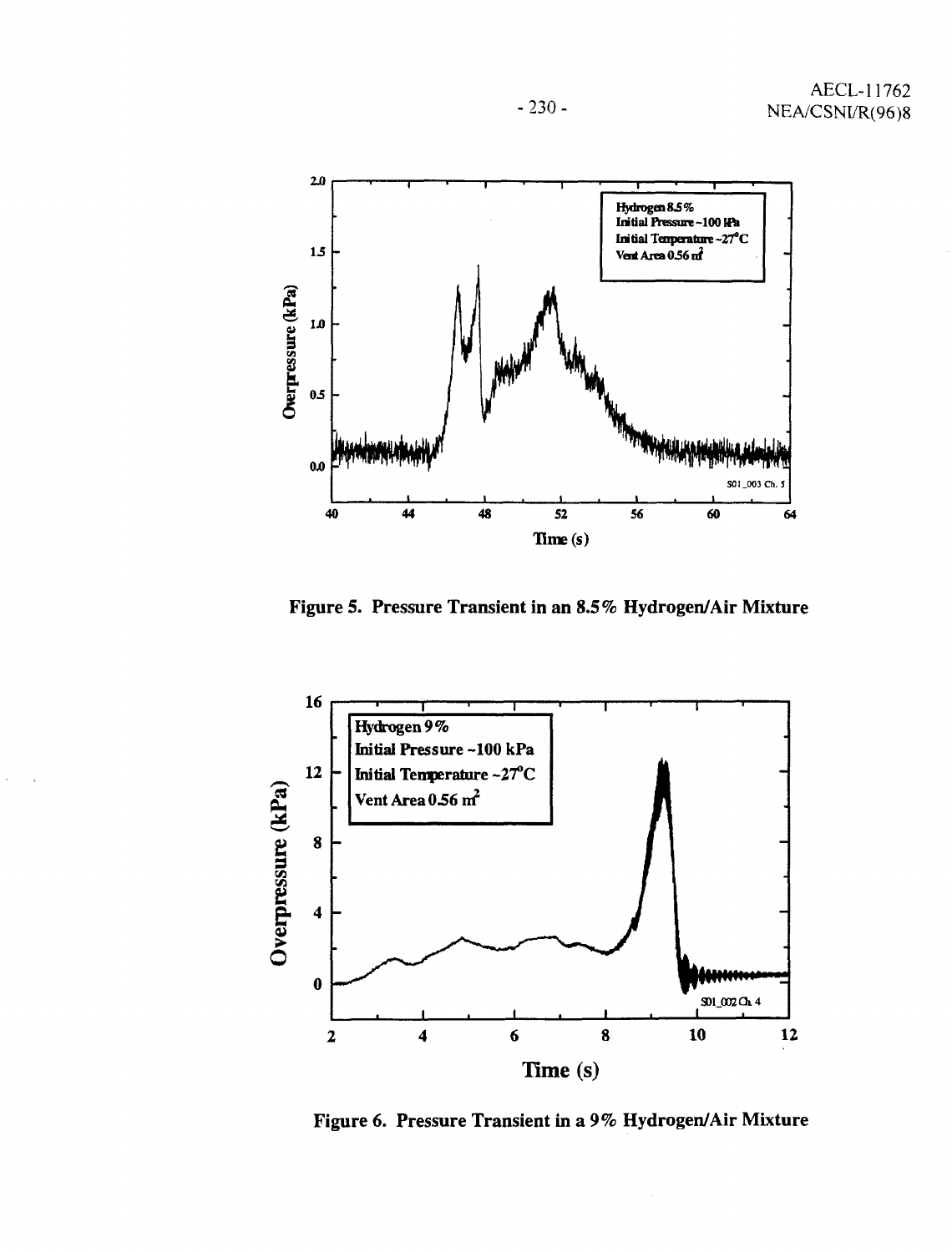Figure 5. Pressure Transient in an 8.5% Hydrogen/Air Mixture

Figure 6. Pressure Transient in a 9% Hydrogen/Air Mixture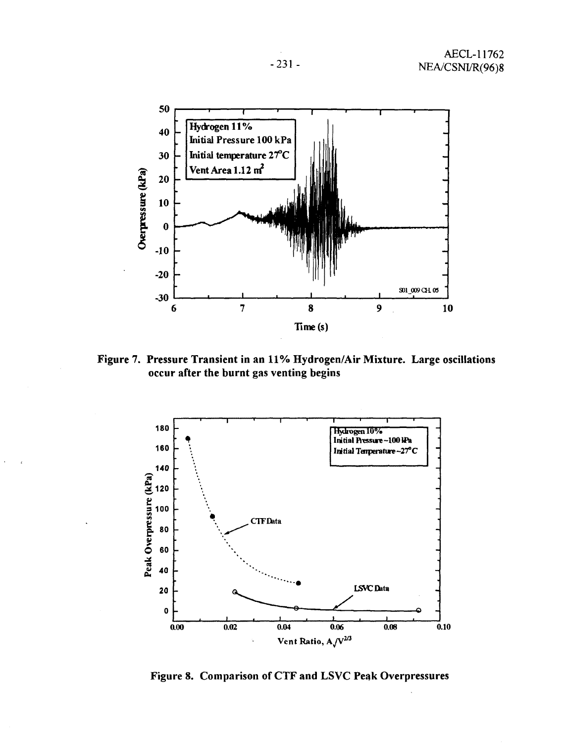Figure 7. Pressure Transient in an 11% Hydrogen/Air Mixture. Large oscillations occur after the burnt gas venting begins

Figure 8. Comparison of CTF and LSVC Peak Overpressures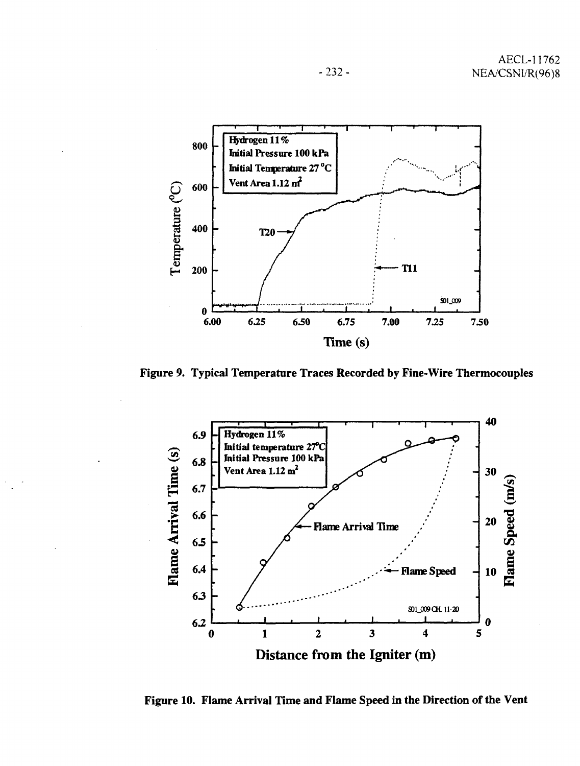Figure 9. Typical Temperature Traces Recorded by Fine-Wire Thermocouples

Figure 10. Flame Arrival Time and Flame Speed in the Direction of the Vent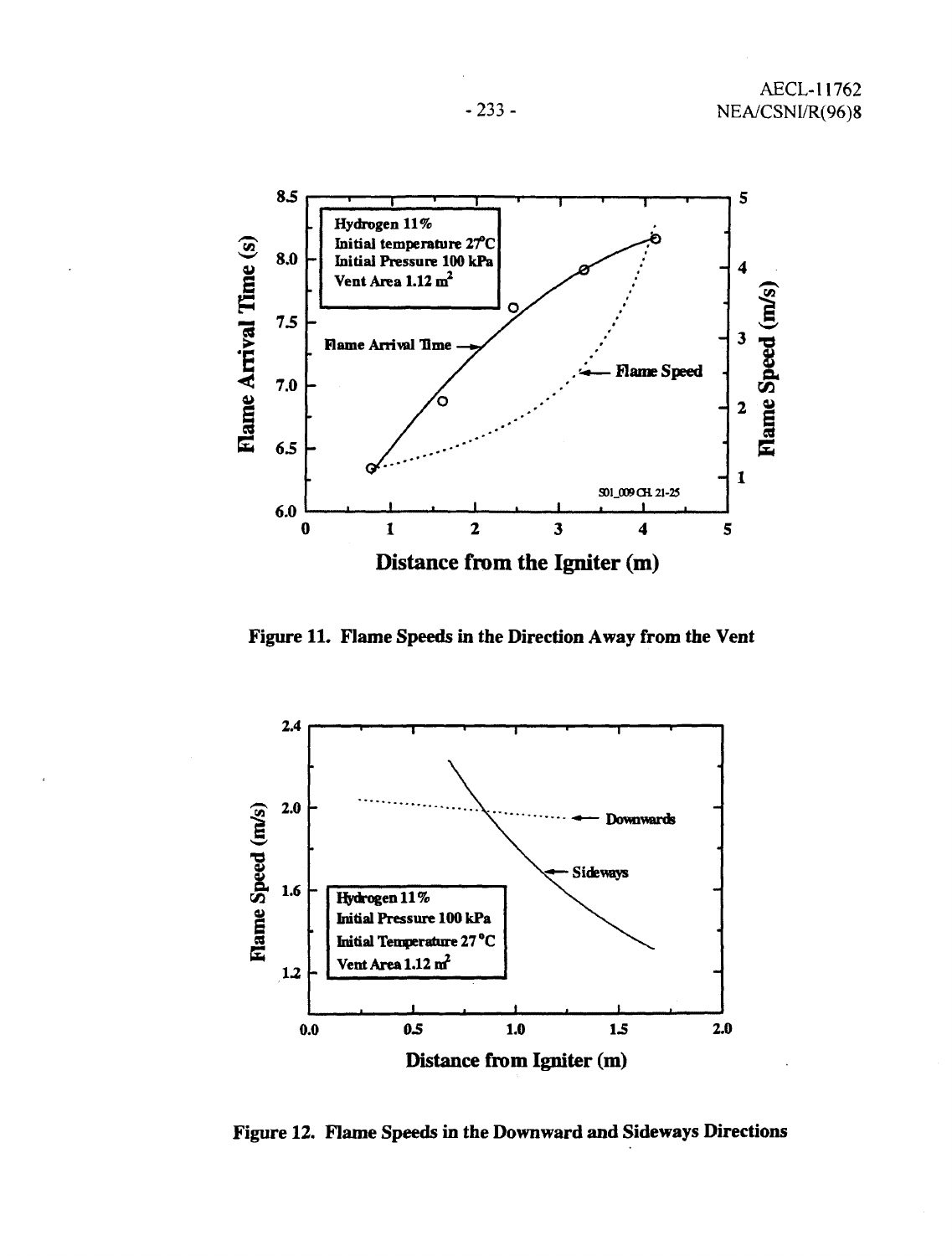Hydrogen 11%
Initial temperature 27°C
Initial Pressure 100 kPa
Vent Area 1.12 m²

Flame Arrival Time
Flame Speed

S01_009 CH. 21-25

Flame Arrival Time (s)

8.5
8.0
7.5
7.0
6.5
6.0

Flame Speed (m/s)

5
4
3
2
1

0 1 2 3 4 5

Distance from the Igniter (m)

**Figure 11. Flame Speeds in the Direction Away from the Vent**

Downwards
Sideways

Hydrogen 11%
Initial Pressure 100 kPa
Initial Temperature 27 °C
Vent Area 1.12 m²

Flame Speed (m/s)

2.4
2.0
1.6
1.2

0.0 0.5 1.0 1.5 2.0

Distance from Igniter (m)

**Figure 12. Flame Speeds in the Downward and Sideways Directions**